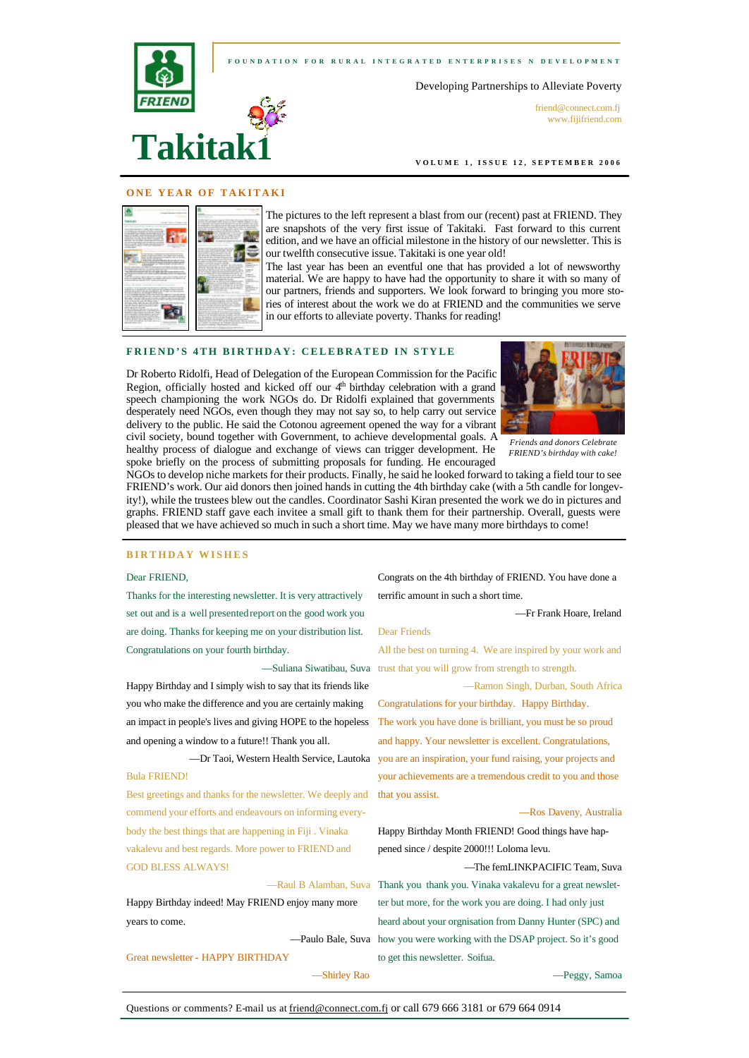# Takitaki

FOUNDATION FOR RURAL INTEGRATED ENTERPRISES N DEVELOPMENT

Developing Partnerships to Alleviate Poverty

friend@connect.com.fj
www.fijifriend.com

VOLUME 1, ISSUE 12, SEPTEMBER 2006

## ONE YEAR OF TAKITAKI

The pictures to the left represent a blast from our (recent) past at FRIEND. They are snapshots of the very first issue of Takitaki. Fast forward to this current edition, and we have an official milestone in the history of our newsletter. This is our twelfth consecutive issue. Takitaki is one year old!

The last year has been an eventful one that has provided a lot of newsworthy material. We are happy to have had the opportunity to share it with so many of our partners, friends and supporters. We look forward to bringing you more stories of interest about the work we do at FRIEND and the communities we serve in our efforts to alleviate poverty. Thanks for reading!

## FRIEND'S 4TH BIRTHDAY: CELEBRATED IN STYLE

Dr Roberto Ridolfi, Head of Delegation of the European Commission for the Pacific Region, officially hosted and kicked off our 4th birthday celebration with a grand speech championing the work NGOs do. Dr Ridolfi explained that governments desperately need NGOs, even though they may not say so, to help carry out service delivery to the public. He said the Cotonou agreement opened the way for a vibrant civil society, bound together with Government, to achieve developmental goals. A healthy process of dialogue and exchange of views can trigger development. He spoke briefly on the process of submitting proposals for funding. He encouraged NGOs to develop niche markets for their products. Finally, he said he looked forward to taking a field tour to see FRIEND's work. Our aid donors then joined hands in cutting the 4th birthday cake (with a 5th candle for longevity!), while the trustees blew out the candles. Coordinator Sashi Kiran presented the work we do in pictures and graphs. FRIEND staff gave each invitee a small gift to thank them for their partnership. Overall, guests were pleased that we have achieved so much in such a short time. May we have many more birthdays to come!

*Friends and donors Celebrate FRIEND's birthday with cake!*

## BIRTHDAY WISHES

Dear FRIEND,

Thanks for the interesting newsletter. It is very attractively set out and is a well presented report on the good work you are doing. Thanks for keeping me on your distribution list. Congratulations on your fourth birthday.

—Suliana Siwatibau, Suva

Happy Birthday and I simply wish to say that its friends like you who make the difference and you are certainly making an impact in people's lives and giving HOPE to the hopeless and opening a window to a future!! Thank you all.

—Dr Taoi, Western Health Service, Lautoka

Bula FRIEND!

Best greetings and thanks for the newsletter. We deeply and commend your efforts and endeavours on informing everybody the best things that are happening in Fiji . Vinaka vakalevu and best regards. More power to FRIEND and GOD BLESS ALWAYS!

—Raul B Alamban, Suva

Happy Birthday indeed! May FRIEND enjoy many more years to come.

—Paulo Bale, Suva

Great newsletter - HAPPY BIRTHDAY

—Shirley Rao

Congrats on the 4th birthday of FRIEND. You have done a terrific amount in such a short time.

—Fr Frank Hoare, Ireland

Dear Friends

All the best on turning 4. We are inspired by your work and trust that you will grow from strength to strength.

—Ramon Singh, Durban, South Africa

Congratulations for your birthday. Happy Birthday. The work you have done is brilliant, you must be so proud and happy. Your newsletter is excellent. Congratulations, you are an inspiration, your fund raising, your projects and your achievements are a tremendous credit to you and those that you assist.

—Ros Daveny, Australia

Happy Birthday Month FRIEND! Good things have happened since / despite 2000!!! Loloma levu.

—The femLINKPACIFIC Team, Suva

Thank you thank you. Vinaka vakalevu for a great newsletter but more, for the work you are doing. I had only just heard about your orgnisation from Danny Hunter (SPC) and how you were working with the DSAP project. So it's good to get this newsletter. Soifua.

—Peggy, Samoa

Questions or comments? E-mail us at friend@connect.com.fj or call 679 666 3181 or 679 664 0914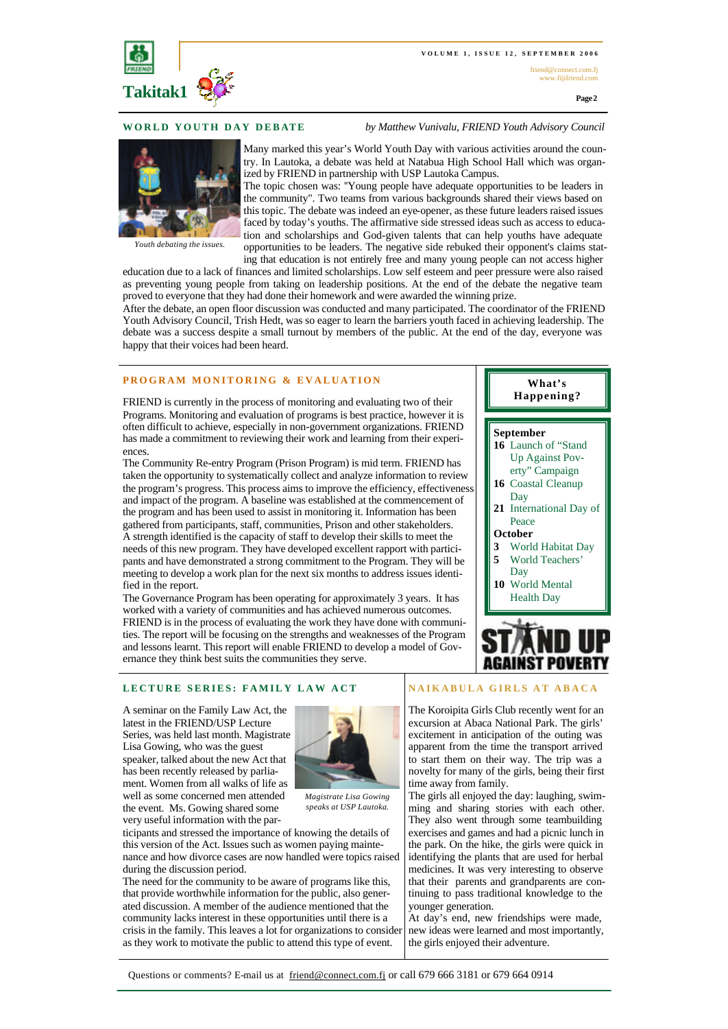## WORLD YOUTH DAY DEBATE

*by Matthew Vunivalu, FRIEND Youth Advisory Council*

*Youth debating the issues.*

Many marked this year's World Youth Day with various activities around the country. In Lautoka, a debate was held at Natabua High School Hall which was organized by FRIEND in partnership with USP Lautoka Campus.

The topic chosen was: "Young people have adequate opportunities to be leaders in the community". Two teams from various backgrounds shared their views based on this topic. The debate was indeed an eye-opener, as these future leaders raised issues faced by today's youths. The affirmative side stressed ideas such as access to education and scholarships and God-given talents that can help youths have adequate opportunities to be leaders. The negative side rebuked their opponent's claims stating that education is not entirely free and many young people can not access higher education due to a lack of finances and limited scholarships. Low self esteem and peer pressure were also raised as preventing young people from taking on leadership positions. At the end of the debate the negative team proved to everyone that they had done their homework and were awarded the winning prize.

After the debate, an open floor discussion was conducted and many participated. The coordinator of the FRIEND Youth Advisory Council, Trish Hedt, was so eager to learn the barriers youth faced in achieving leadership. The debate was a success despite a small turnout by members of the public. At the end of the day, everyone was happy that their voices had been heard.

## PROGRAM MONITORING & EVALUATION

FRIEND is currently in the process of monitoring and evaluating two of their Programs. Monitoring and evaluation of programs is best practice, however it is often difficult to achieve, especially in non-government organizations. FRIEND has made a commitment to reviewing their work and learning from their experiences.

The Community Re-entry Program (Prison Program) is mid term. FRIEND has taken the opportunity to systematically collect and analyze information to review the program's progress. This process aims to improve the efficiency, effectiveness and impact of the program. A baseline was established at the commencement of the program and has been used to assist in monitoring it. Information has been gathered from participants, staff, communities, Prison and other stakeholders.

A strength identified is the capacity of staff to develop their skills to meet the needs of this new program. They have developed excellent rapport with participants and have demonstrated a strong commitment to the Program. They will be meeting to develop a work plan for the next six months to address issues identified in the report.

The Governance Program has been operating for approximately 3 years. It has worked with a variety of communities and has achieved numerous outcomes. FRIEND is in the process of evaluating the work they have done with communities. The report will be focusing on the strengths and weaknesses of the Program and lessons learnt. This report will enable FRIEND to develop a model of Governance they think best suits the communities they serve.

### What's Happening?

**September**

- **16** Launch of "Stand Up Against Poverty" Campaign
- **16** Coastal Cleanup Day
- **21** International Day of Peace

**October**

- **3** World Habitat Day
- **5** World Teachers' Day
- **10** World Mental Health Day

STAND UP AGAINST POVERTY

## LECTURE SERIES: FAMILY LAW ACT

A seminar on the Family Law Act, the latest in the FRIEND/USP Lecture Series, was held last month. Magistrate Lisa Gowing, who was the guest speaker, talked about the new Act that has been recently released by parliament. Women from all walks of life as well as some concerned men attended the event. Ms. Gowing shared some very useful information with the participants and stressed the importance of knowing the details of this version of the Act. Issues such as women paying maintenance and how divorce cases are now handled were topics raised during the discussion period.

*Magistrate Lisa Gowing speaks at USP Lautoka.*

The need for the community to be aware of programs like this, that provide worthwhile information for the public, also generated discussion. A member of the audience mentioned that the community lacks interest in these opportunities until there is a crisis in the family. This leaves a lot for organizations to consider as they work to motivate the public to attend this type of event.

## NAIKABULA GIRLS AT ABACA

The Koroipita Girls Club recently went for an excursion at Abaca National Park. The girls' excitement in anticipation of the outing was apparent from the time the transport arrived to start them on their way. The trip was a novelty for many of the girls, being their first time away from family.

The girls all enjoyed the day: laughing, swimming and sharing stories with each other. They also went through some teambuilding exercises and games and had a picnic lunch in the park. On the hike, the girls were quick in identifying the plants that are used for herbal medicines. It was very interesting to observe that their parents and grandparents are continuing to pass traditional knowledge to the younger generation.

At day's end, new friendships were made, new ideas were learned and most importantly, the girls enjoyed their adventure.

Questions or comments? E-mail us at friend@connect.com.fj or call 679 666 3181 or 679 664 0914